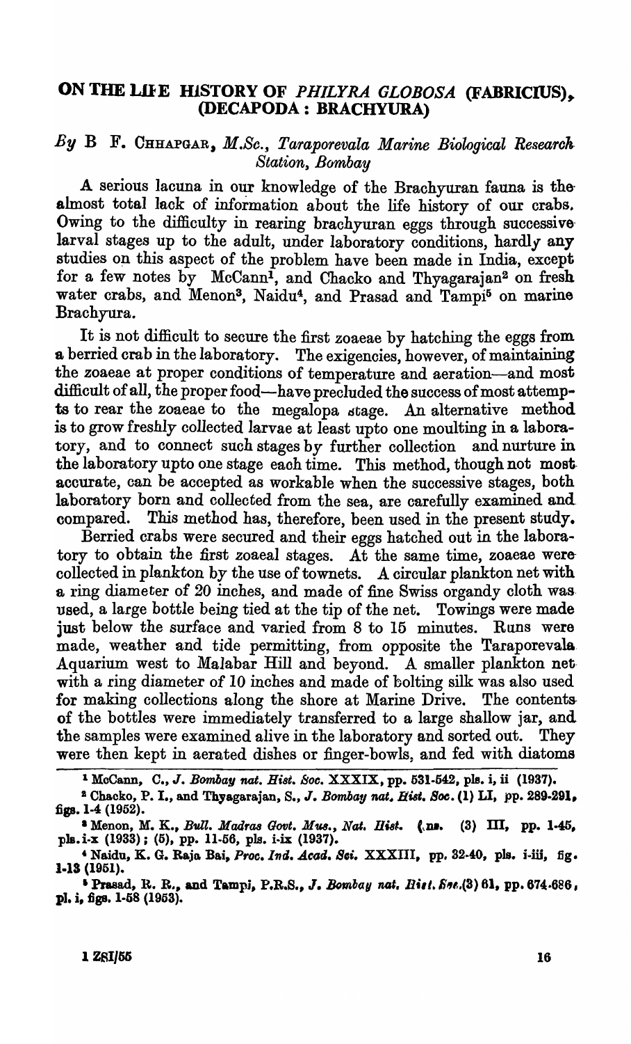# ON THE LIFE HISTORY OF *PHILYRA GLOBOSA* (FABRICIUS), (DECAPODA : BRACHYURA)

*By* B F. CHHAPGAR, *M.Sc., Taraporevala Marine Biological Research Station, Bombay*

A serious lacuna in our knowledge of the Brachyuran fauna is the almost total lack of information about the life history of our crabs. Owing to the difficulty in rearing brachyuran eggs through successive larval stages up to the adult, under laboratory conditions, hardly any studies on this aspect of the problem have been made in India, except for a few notes by McCann[1], and Chacko and Thyagarajan[2] on fresh water crabs, and Menon[3], Naidu[4], and Prasad and Tampi[5] on marine Brachyura.

It is not difficult to secure the first zoaeae by hatching the eggs from a berried crab in the laboratory. The exigencies, however, of maintaining the zoaeae at proper conditions of temperature and aeration—and most difficult of all, the proper food—have precluded the success of most attempts to rear the zoaeae to the megalopa stage. An alternative method is to grow freshly collected larvae at least upto one moulting in a laboratory, and to connect such stages by further collection and nurture in the laboratory upto one stage each time. This method, though not most accurate, can be accepted as workable when the successive stages, both laboratory born and collected from the sea, are carefully examined and compared. This method has, therefore, been used in the present study.

Berried crabs were secured and their eggs hatched out in the laboratory to obtain the first zoaeal stages. At the same time, zoaeae were collected in plankton by the use of townets. A circular plankton net with a ring diameter of 20 inches, and made of fine Swiss organdy cloth was used, a large bottle being tied at the tip of the net. Towings were made just below the surface and varied from 8 to 15 minutes. Runs were made, weather and tide permitting, from opposite the Taraporevala Aquarium west to Malabar Hill and beyond. A smaller plankton net with a ring diameter of 10 inches and made of bolting silk was also used for making collections along the shore at Marine Drive. The contents of the bottles were immediately transferred to a large shallow jar, and the samples were examined alive in the laboratory and sorted out. They were then kept in aerated dishes or finger-bowls, and fed with diatoms

---

[1] McCann, C., *J. Bombay nat. Hist. Soc.* XXXIX, pp. 531-542, pls. i, ii (1937).

[2] Chacko, P. I., and Thyagarajan, S., *J. Bombay nat. Hist. Soc.* (1) LI, pp. 289-291, figs. 1-4 (1952).

[3] Menon, M. K., *Bull. Madras Govt. Mus., Nat. Hist.* (ns. (3) III, pp. 1-45, pls. i-x (1933); (5), pp. 11-56, pls. i-ix (1937).

[4] Naidu, K. G. Raja Bai, *Proc. Ind. Acad. Sci.* XXXIII, pp. 32-40, pls. i-iii, fig. 1-13 (1951).

[5] Prasad, R. R., and Tampi, P.R.S., *J. Bombay nat. Hist. Soc.*(3) 61, pp. 674-686, pl. i, figs. 1-58 (1953).

1 ZSI/55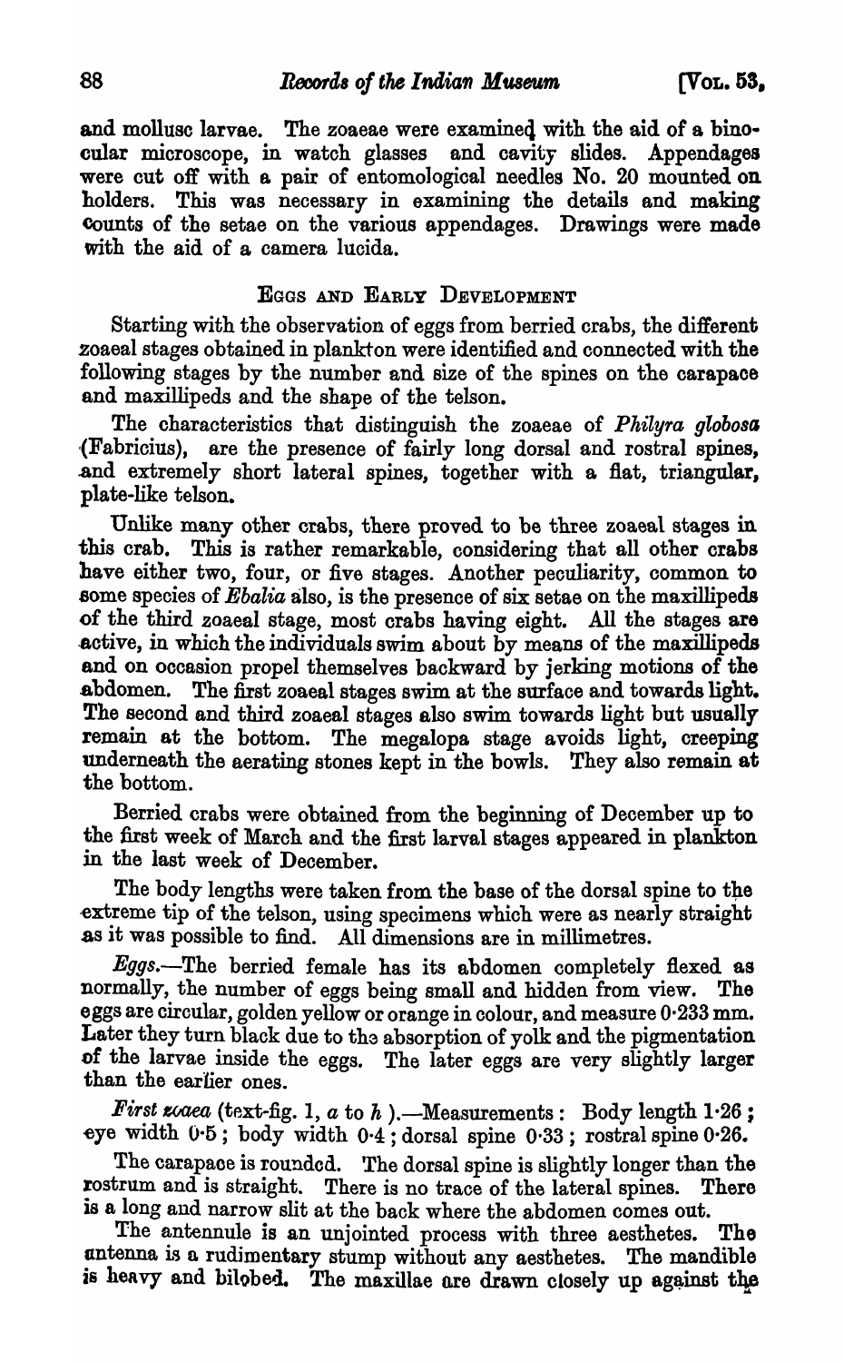and mollusc larvae. The zoaeae were examined with the aid of a binocular microscope, in watch glasses and cavity slides. Appendages were cut off with a pair of entomological needles No. 20 mounted on holders. This was necessary in examining the details and making counts of the setae on the various appendages. Drawings were made with the aid of a camera lucida.

## EGGS AND EARLY DEVELOPMENT

Starting with the observation of eggs from berried crabs, the different zoaeal stages obtained in plankton were identified and connected with the following stages by the number and size of the spines on the carapace and maxillipeds and the shape of the telson.

The characteristics that distinguish the zoaeae of *Philyra globosa* (Fabricius), are the presence of fairly long dorsal and rostral spines, and extremely short lateral spines, together with a flat, triangular, plate-like telson.

Unlike many other crabs, there proved to be three zoaeal stages in this crab. This is rather remarkable, considering that all other crabs have either two, four, or five stages. Another peculiarity, common to some species of *Ebalia* also, is the presence of six setae on the maxillipeds of the third zoaeal stage, most crabs having eight. All the stages are active, in which the individuals swim about by means of the maxillipeds and on occasion propel themselves backward by jerking motions of the abdomen. The first zoaeal stages swim at the surface and towards light. The second and third zoaeal stages also swim towards light but usually remain at the bottom. The megalopa stage avoids light, creeping underneath the aerating stones kept in the bowls. They also remain at the bottom.

Berried crabs were obtained from the beginning of December up to the first week of March and the first larval stages appeared in plankton in the last week of December.

The body lengths were taken from the base of the dorsal spine to the extreme tip of the telson, using specimens which were as nearly straight as it was possible to find. All dimensions are in millimetres.

*Eggs.*—The berried female has its abdomen completely flexed as normally, the number of eggs being small and hidden from view. The eggs are circular, golden yellow or orange in colour, and measure 0·233 mm. Later they turn black due to the absorption of yolk and the pigmentation of the larvae inside the eggs. The later eggs are very slightly larger than the earlier ones.

*First zoaea* (text-fig. 1, *a* to *h*).—Measurements: Body length 1·26; eye width 0·5; body width 0·4; dorsal spine 0·33; rostral spine 0·26.

The carapace is rounded. The dorsal spine is slightly longer than the rostrum and is straight. There is no trace of the lateral spines. There is a long and narrow slit at the back where the abdomen comes out.

The antennule is an unjointed process with three aesthetes. The antenna is a rudimentary stump without any aesthetes. The mandible is heavy and bilobed. The maxillae are drawn closely up against the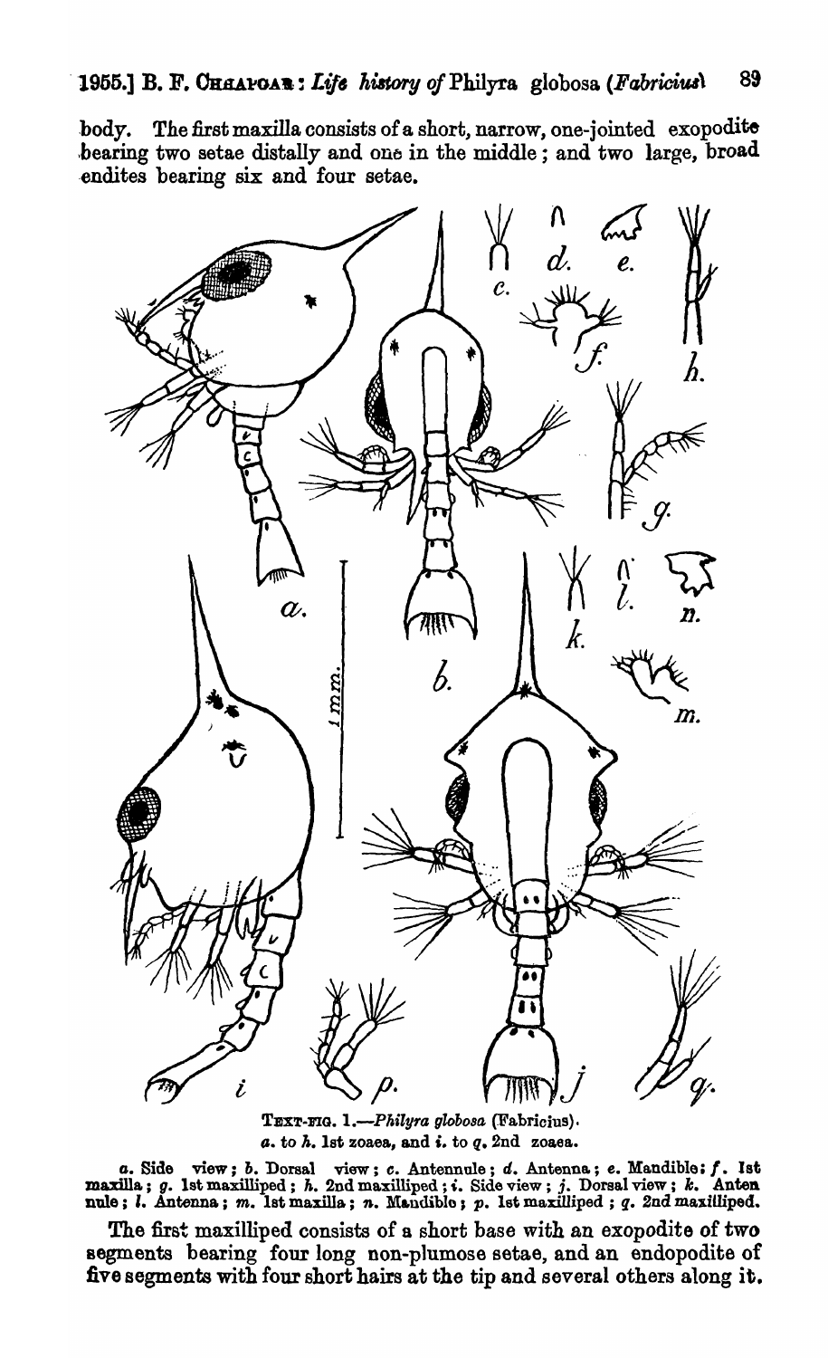body. The first maxilla consists of a short, narrow, one-jointed exopodite bearing two setae distally and one in the middle; and two large, broad endites bearing six and four setae.

TEXT-FIG. 1.—*Philyra globosa* (Fabricius).
*a.* to *h.* 1st zoaea, and *i.* to *q.* 2nd zoaea.

*a.* Side view; *b.* Dorsal view; *c.* Antennule; *d.* Antenna; *e.* Mandible; *f.* 1st maxilla; *g.* 1st maxilliped; *h.* 2nd maxilliped; *i.* Side view; *j.* Dorsal view; *k.* Antennule; *l.* Antenna; *m.* 1st maxilla; *n.* Mandible; *p.* 1st maxilliped; *q.* 2nd maxilliped.

The first maxilliped consists of a short base with an exopodite of two segments bearing four long non-plumose setae, and an endopodite of five segments with four short hairs at the tip and several others along it.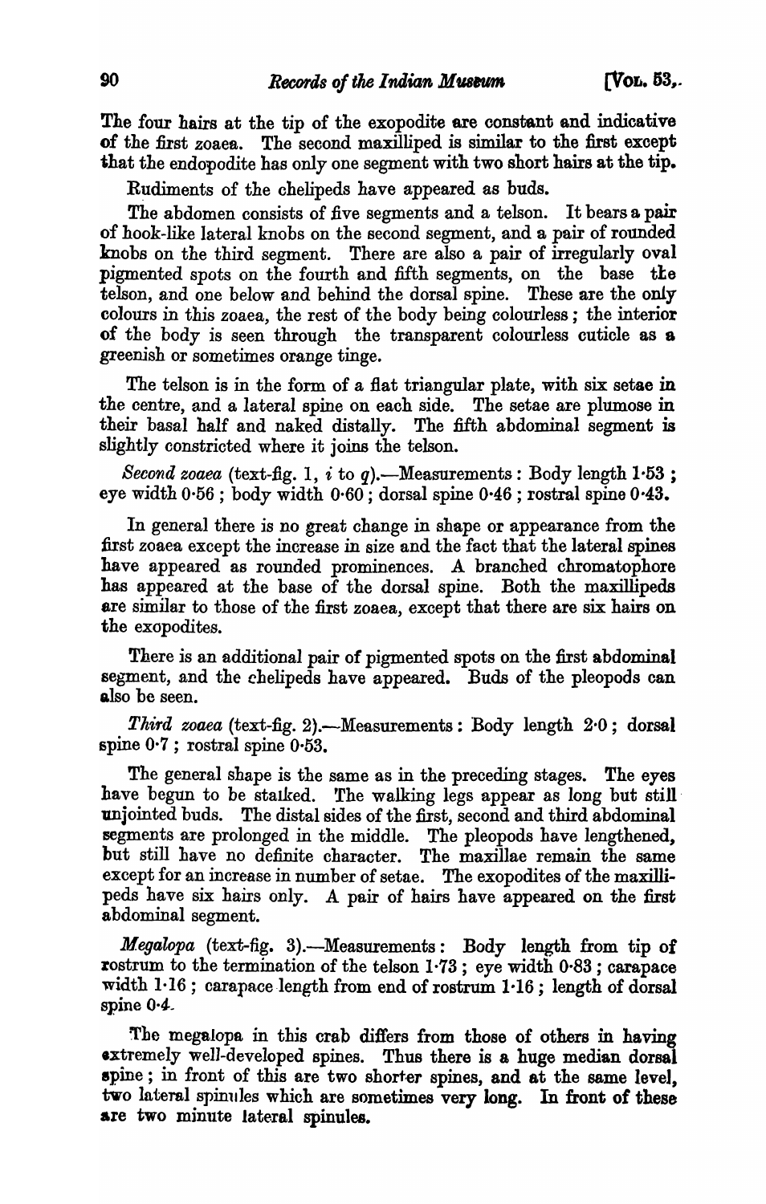The four hairs at the tip of the exopodite are constant and indicative of the first zoaea. The second maxilliped is similar to the first except that the endopodite has only one segment with two short hairs at the tip.

Rudiments of the chelipeds have appeared as buds.

The abdomen consists of five segments and a telson. It bears a pair of hook-like lateral knobs on the second segment, and a pair of rounded knobs on the third segment. There are also a pair of irregularly oval pigmented spots on the fourth and fifth segments, on the base the telson, and one below and behind the dorsal spine. These are the only colours in this zoaea, the rest of the body being colourless; the interior of the body is seen through the transparent colourless cuticle as a greenish or sometimes orange tinge.

The telson is in the form of a flat triangular plate, with six setae in the centre, and a lateral spine on each side. The setae are plumose in their basal half and naked distally. The fifth abdominal segment is slightly constricted where it joins the telson.

*Second zoaea* (text-fig. 1, *i* to *q*).—Measurements: Body length 1·53; eye width 0·56; body width 0·60; dorsal spine 0·46; rostral spine 0·43.

In general there is no great change in shape or appearance from the first zoaea except the increase in size and the fact that the lateral spines have appeared as rounded prominences. A branched chromatophore has appeared at the base of the dorsal spine. Both the maxillipeds are similar to those of the first zoaea, except that there are six hairs on the exopodites.

There is an additional pair of pigmented spots on the first abdominal segment, and the chelipeds have appeared. Buds of the pleopods can also be seen.

*Third zoaea* (text-fig. 2).—Measurements: Body length 2·0; dorsal spine 0·7; rostral spine 0·53.

The general shape is the same as in the preceding stages. The eyes have begun to be stalked. The walking legs appear as long but still unjointed buds. The distal sides of the first, second and third abdominal segments are prolonged in the middle. The pleopods have lengthened, but still have no definite character. The maxillae remain the same except for an increase in number of setae. The exopodites of the maxillipeds have six hairs only. A pair of hairs have appeared on the first abdominal segment.

*Megalopa* (text-fig. 3).—Measurements: Body length from tip of rostrum to the termination of the telson 1·73; eye width 0·83; carapace width 1·16; carapace length from end of rostrum 1·16; length of dorsal spine 0·4.

The megalopa in this crab differs from those of others in having extremely well-developed spines. Thus there is a huge median dorsal spine; in front of this are two shorter spines, and at the same level, two lateral spinules which are sometimes very long. In front of these are two minute lateral spinules.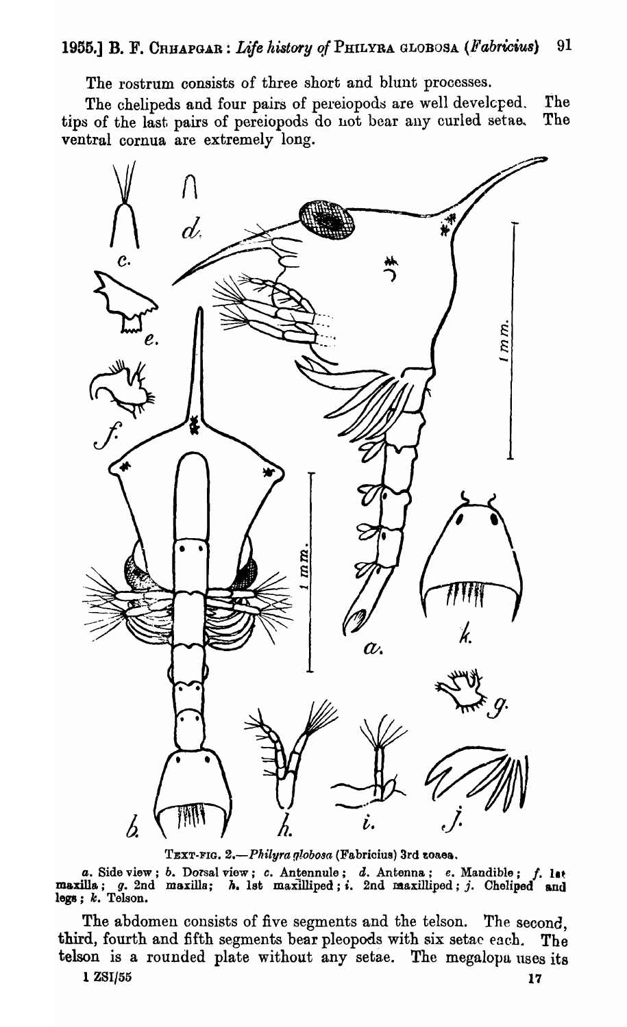The rostrum consists of three short and blunt processes.

The chelipeds and four pairs of pereiopods are well developed. The tips of the last pairs of pereiopods do not bear any curled setae. The ventral cornua are extremely long.

TEXT-FIG. 2.—*Philyra globosa* (Fabricius) 3rd zoaea.

*a.* Side view; *b.* Dorsal view; *c.* Antennule; *d.* Antenna; *e.* Mandible; *f.* 1st maxilla; *g.* 2nd maxilla; *h.* 1st maxilliped; *i.* 2nd maxilliped; *j.* Cheliped and legs; *k.* Telson.

The abdomen consists of five segments and the telson. The second, third, fourth and fifth segments bear pleopods with six setae each. The telson is a rounded plate without any setae. The megalopa uses its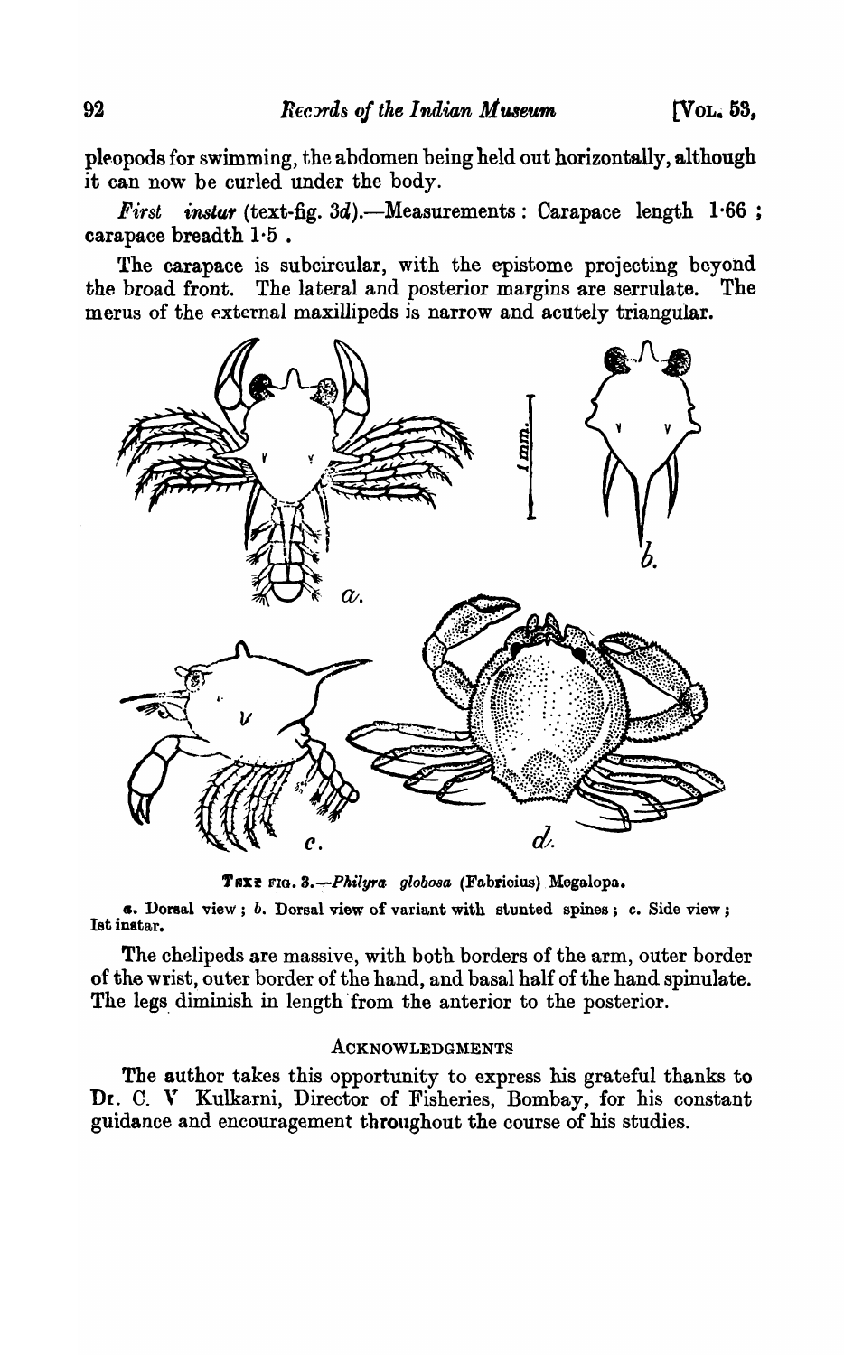pleopods for swimming, the abdomen being held out horizontally, although it can now be curled under the body.

*First instur* (text-fig. 3d).—Measurements: Carapace length 1·66; carapace breadth 1·5.

The carapace is subcircular, with the epistome projecting beyond the broad front. The lateral and posterior margins are serrulate. The merus of the external maxillipeds is narrow and acutely triangular.

TEXT FIG. 3.—*Philyra globosa* (Fabricius) Megalopa.

*a.* Dorsal view; *b.* Dorsal view of variant with stunted spines; *c.* Side view; Ist instar.

The chelipeds are massive, with both borders of the arm, outer border of the wrist, outer border of the hand, and basal half of the hand spinulate. The legs diminish in length from the anterior to the posterior.

## ACKNOWLEDGMENTS

The author takes this opportunity to express his grateful thanks to Dr. C. V Kulkarni, Director of Fisheries, Bombay, for his constant guidance and encouragement throughout the course of his studies.